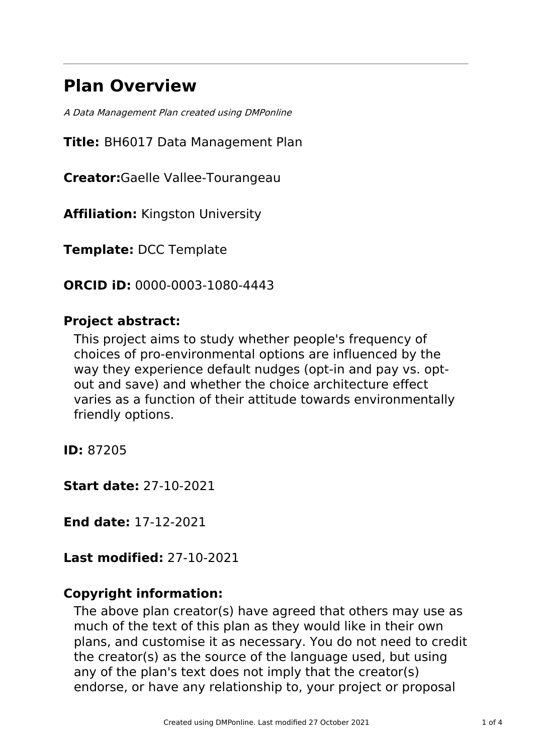---

# Plan Overview

*A Data Management Plan created using DMPonline*

**Title:** BH6017 Data Management Plan

**Creator:**Gaelle Vallee-Tourangeau

**Affiliation:** Kingston University

**Template:** DCC Template

**ORCID iD:** 0000-0003-1080-4443

**Project abstract:**

This project aims to study whether people's frequency of choices of pro-environmental options are influenced by the way they experience default nudges (opt-in and pay vs. opt-out and save) and whether the choice architecture effect varies as a function of their attitude towards environmentally friendly options.

**ID:** 87205

**Start date:** 27-10-2021

**End date:** 17-12-2021

**Last modified:** 27-10-2021

**Copyright information:**

The above plan creator(s) have agreed that others may use as much of the text of this plan as they would like in their own plans, and customise it as necessary. You do not need to credit the creator(s) as the source of the language used, but using any of the plan's text does not imply that the creator(s) endorse, or have any relationship to, your project or proposal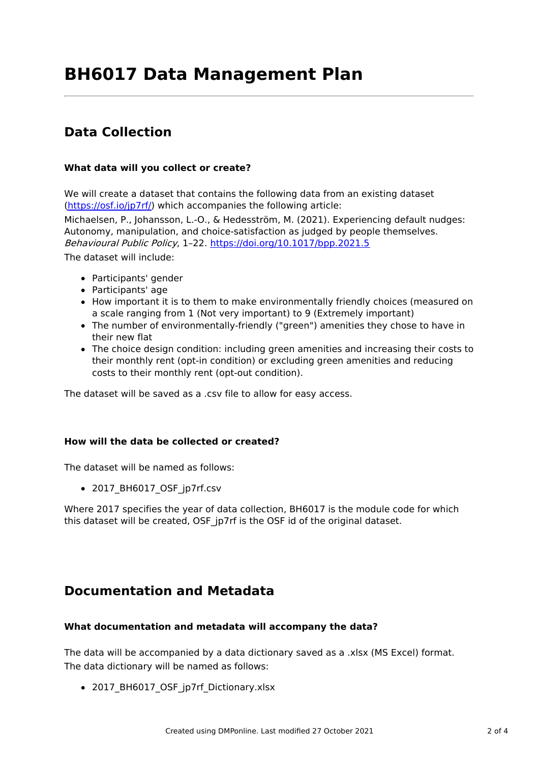# BH6017 Data Management Plan

---

## Data Collection

### What data will you collect or create?

We will create a dataset that contains the following data from an existing dataset (https://osf.io/jp7rf/) which accompanies the following article:

Michaelsen, P., Johansson, L.-O., & Hedesström, M. (2021). Experiencing default nudges: Autonomy, manipulation, and choice-satisfaction as judged by people themselves. *Behavioural Public Policy*, 1–22. https://doi.org/10.1017/bpp.2021.5

The dataset will include:

- Participants' gender
- Participants' age
- How important it is to them to make environmentally friendly choices (measured on a scale ranging from 1 (Not very important) to 9 (Extremely important)
- The number of environmentally-friendly ("green") amenities they chose to have in their new flat
- The choice design condition: including green amenities and increasing their costs to their monthly rent (opt-in condition) or excluding green amenities and reducing costs to their monthly rent (opt-out condition).

The dataset will be saved as a .csv file to allow for easy access.

### How will the data be collected or created?

The dataset will be named as follows:

- 2017_BH6017_OSF_jp7rf.csv

Where 2017 specifies the year of data collection, BH6017 is the module code for which this dataset will be created, OSF_jp7rf is the OSF id of the original dataset.

## Documentation and Metadata

### What documentation and metadata will accompany the data?

The data will be accompanied by a data dictionary saved as a .xlsx (MS Excel) format. The data dictionary will be named as follows:

- 2017_BH6017_OSF_jp7rf_Dictionary.xlsx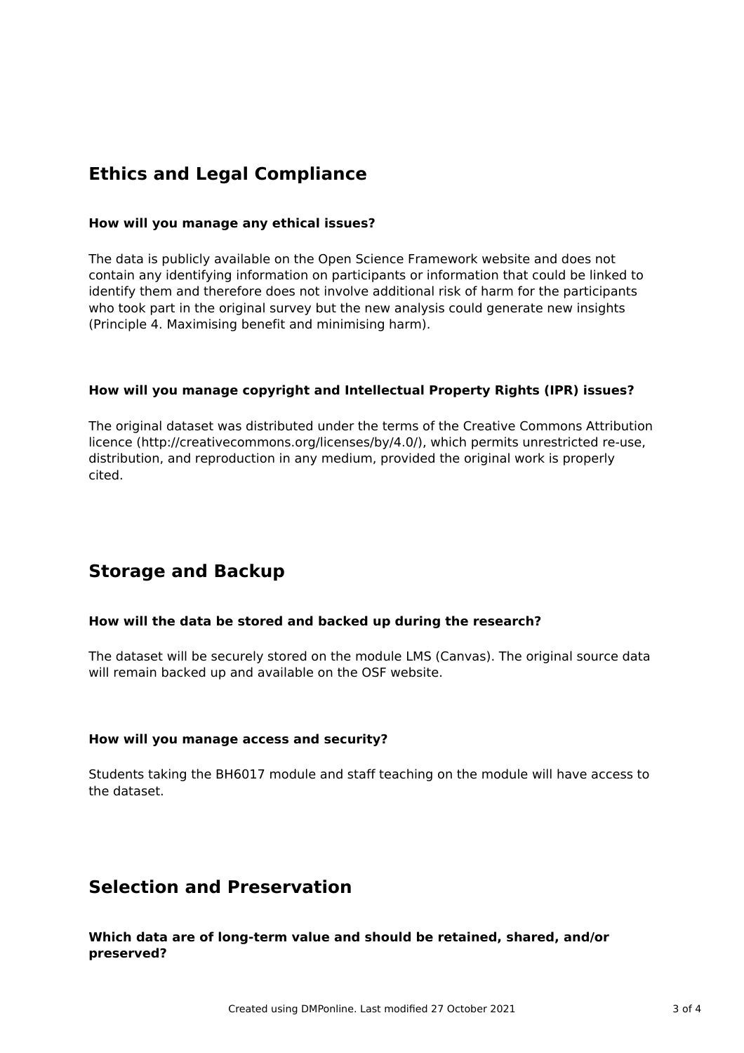## Ethics and Legal Compliance

### How will you manage any ethical issues?

The data is publicly available on the Open Science Framework website and does not contain any identifying information on participants or information that could be linked to identify them and therefore does not involve additional risk of harm for the participants who took part in the original survey but the new analysis could generate new insights (Principle 4. Maximising benefit and minimising harm).

### How will you manage copyright and Intellectual Property Rights (IPR) issues?

The original dataset was distributed under the terms of the Creative Commons Attribution licence (http://creativecommons.org/licenses/by/4.0/), which permits unrestricted re-use, distribution, and reproduction in any medium, provided the original work is properly cited.

## Storage and Backup

### How will the data be stored and backed up during the research?

The dataset will be securely stored on the module LMS (Canvas). The original source data will remain backed up and available on the OSF website.

### How will you manage access and security?

Students taking the BH6017 module and staff teaching on the module will have access to the dataset.

## Selection and Preservation

### Which data are of long-term value and should be retained, shared, and/or preserved?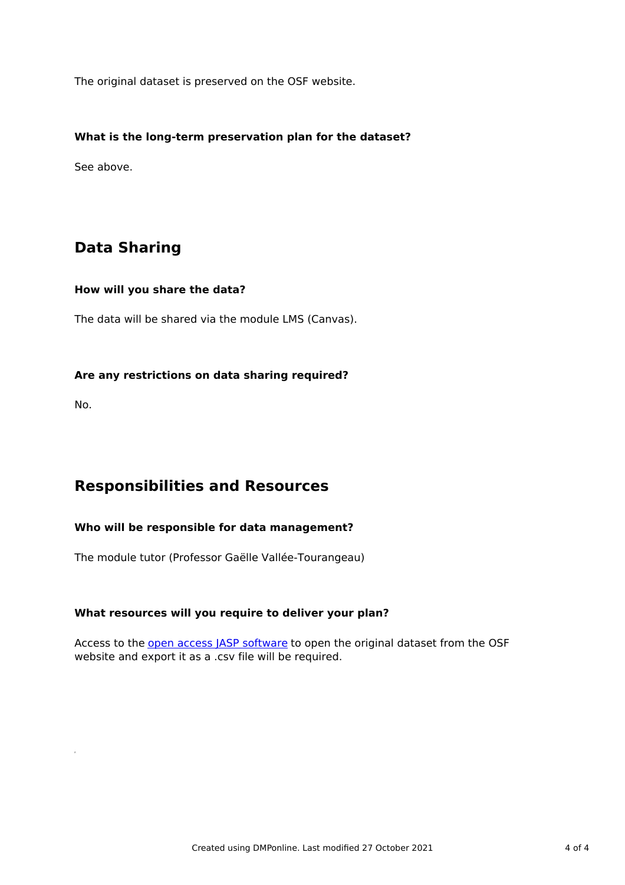The original dataset is preserved on the OSF website.

**What is the long-term preservation plan for the dataset?**

See above.

## Data Sharing

**How will you share the data?**

The data will be shared via the module LMS (Canvas).

**Are any restrictions on data sharing required?**

No.

## Responsibilities and Resources

**Who will be responsible for data management?**

The module tutor (Professor Gaëlle Vallée-Tourangeau)

**What resources will you require to deliver your plan?**

Access to the open access JASP software to open the original dataset from the OSF website and export it as a .csv file will be required.